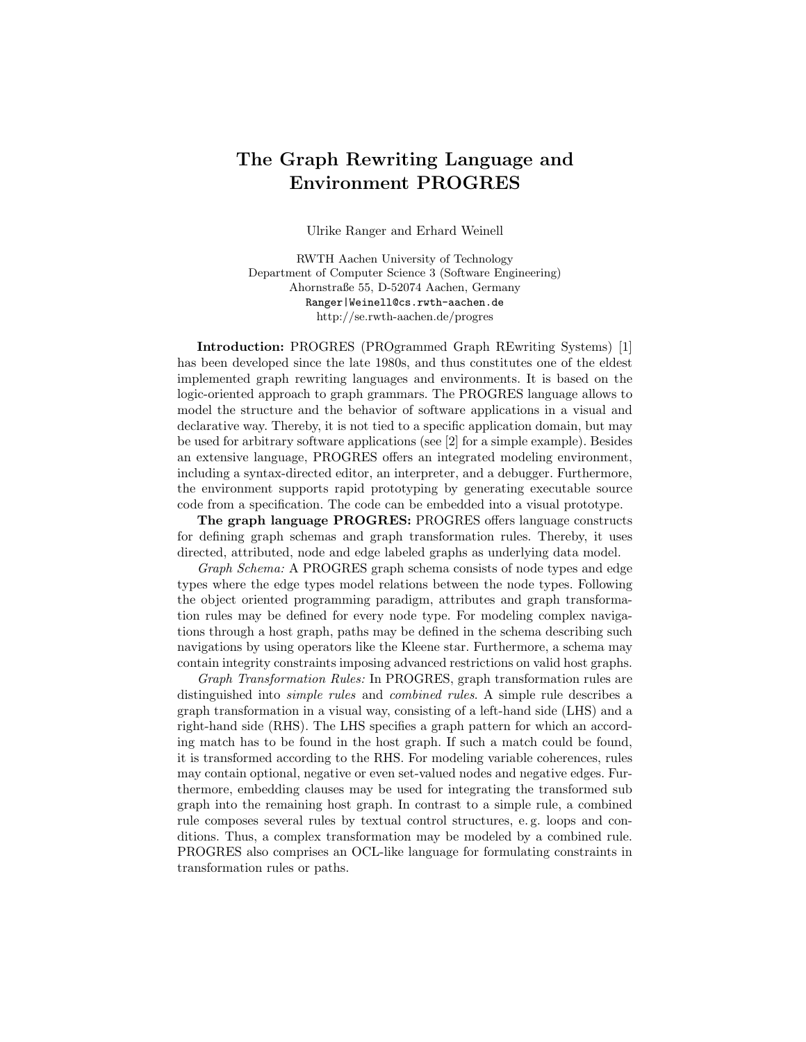# The Graph Rewriting Language and Environment PROGRES

Ulrike Ranger and Erhard Weinell

RWTH Aachen University of Technology
Department of Computer Science 3 (Software Engineering)
Ahornstraße 55, D-52074 Aachen, Germany
Ranger|Weinell@cs.rwth-aachen.de
http://se.rwth-aachen.de/progres

**Introduction:** PROGRES (PROgrammed Graph REwriting Systems) [1] has been developed since the late 1980s, and thus constitutes one of the eldest implemented graph rewriting languages and environments. It is based on the logic-oriented approach to graph grammars. The PROGRES language allows to model the structure and the behavior of software applications in a visual and declarative way. Thereby, it is not tied to a specific application domain, but may be used for arbitrary software applications (see [2] for a simple example). Besides an extensive language, PROGRES offers an integrated modeling environment, including a syntax-directed editor, an interpreter, and a debugger. Furthermore, the environment supports rapid prototyping by generating executable source code from a specification. The code can be embedded into a visual prototype.

**The graph language PROGRES:** PROGRES offers language constructs for defining graph schemas and graph transformation rules. Thereby, it uses directed, attributed, node and edge labeled graphs as underlying data model.

*Graph Schema:* A PROGRES graph schema consists of node types and edge types where the edge types model relations between the node types. Following the object oriented programming paradigm, attributes and graph transformation rules may be defined for every node type. For modeling complex navigations through a host graph, paths may be defined in the schema describing such navigations by using operators like the Kleene star. Furthermore, a schema may contain integrity constraints imposing advanced restrictions on valid host graphs.

*Graph Transformation Rules:* In PROGRES, graph transformation rules are distinguished into *simple rules* and *combined rules*. A simple rule describes a graph transformation in a visual way, consisting of a left-hand side (LHS) and a right-hand side (RHS). The LHS specifies a graph pattern for which an according match has to be found in the host graph. If such a match could be found, it is transformed according to the RHS. For modeling variable coherences, rules may contain optional, negative or even set-valued nodes and negative edges. Furthermore, embedding clauses may be used for integrating the transformed sub graph into the remaining host graph. In contrast to a simple rule, a combined rule composes several rules by textual control structures, e. g. loops and conditions. Thus, a complex transformation may be modeled by a combined rule. PROGRES also comprises an OCL-like language for formulating constraints in transformation rules or paths.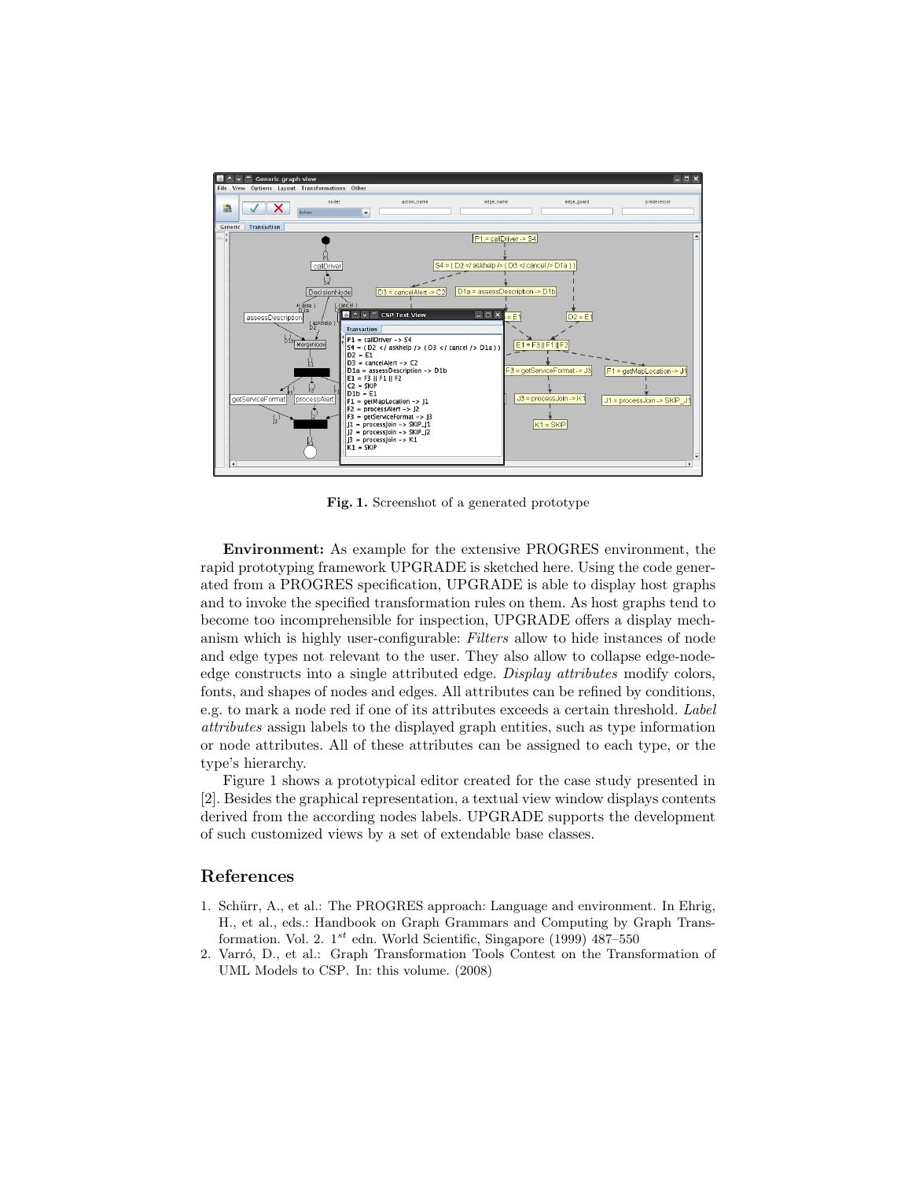Fig. 1. Screenshot of a generated prototype

**Environment:** As example for the extensive PROGRES environment, the rapid prototyping framework UPGRADE is sketched here. Using the code generated from a PROGRES specification, UPGRADE is able to display host graphs and to invoke the specified transformation rules on them. As host graphs tend to become too incomprehensible for inspection, UPGRADE offers a display mechanism which is highly user-configurable: *Filters* allow to hide instances of node and edge types not relevant to the user. They also allow to collapse edge-node-edge constructs into a single attributed edge. *Display attributes* modify colors, fonts, and shapes of nodes and edges. All attributes can be refined by conditions, e.g. to mark a node red if one of its attributes exceeds a certain threshold. *Label attributes* assign labels to the displayed graph entities, such as type information or node attributes. All of these attributes can be assigned to each type, or the type's hierarchy.

Figure 1 shows a prototypical editor created for the case study presented in [2]. Besides the graphical representation, a textual view window displays contents derived from the according nodes labels. UPGRADE supports the development of such customized views by a set of extendable base classes.

## References

1. Schürr, A., et al.: The PROGRES approach: Language and environment. In Ehrig, H., et al., eds.: Handbook on Graph Grammars and Computing by Graph Transformation. Vol. 2. $1^{st}$ edn. World Scientific, Singapore (1999) 487–550
2. Varró, D., et al.: Graph Transformation Tools Contest on the Transformation of UML Models to CSP. In: this volume. (2008)